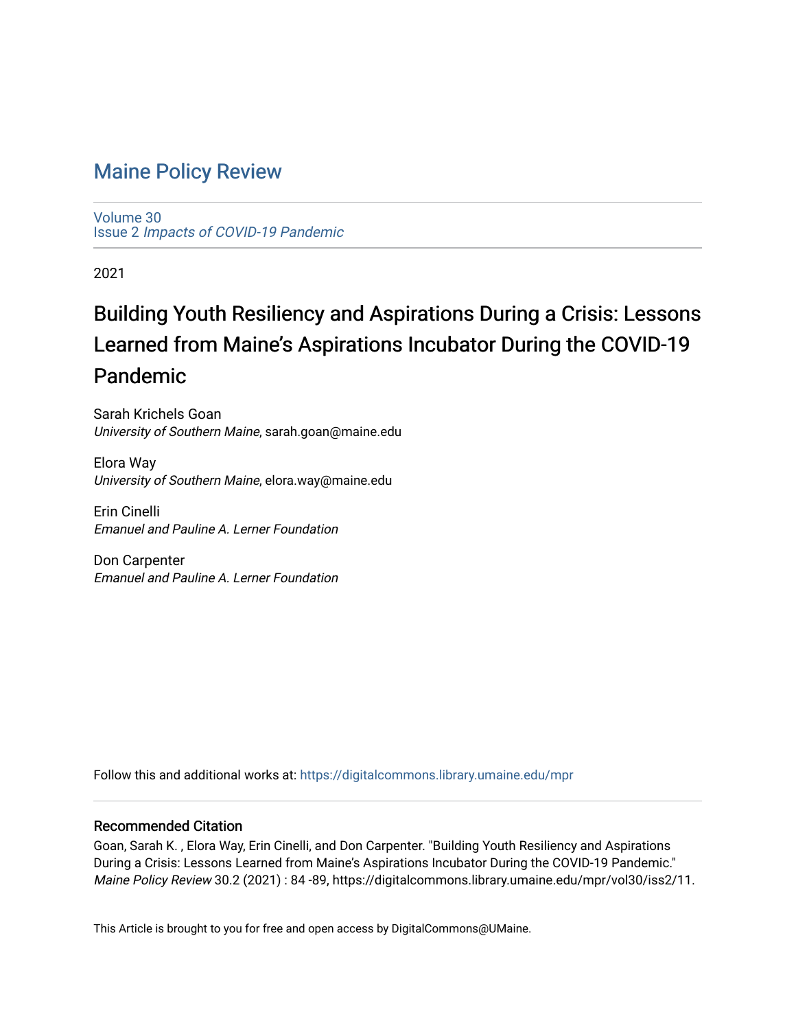# Maine Policy Review

Volume 30
Issue 2 *Impacts of COVID-19 Pandemic*

2021

## Building Youth Resiliency and Aspirations During a Crisis: Lessons Learned from Maine's Aspirations Incubator During the COVID-19 Pandemic

Sarah Krichels Goan
*University of Southern Maine*, sarah.goan@maine.edu

Elora Way
*University of Southern Maine*, elora.way@maine.edu

Erin Cinelli
*Emanuel and Pauline A. Lerner Foundation*

Don Carpenter
*Emanuel and Pauline A. Lerner Foundation*

Follow this and additional works at: https://digitalcommons.library.umaine.edu/mpr

### Recommended Citation

Goan, Sarah K. , Elora Way, Erin Cinelli, and Don Carpenter. "Building Youth Resiliency and Aspirations During a Crisis: Lessons Learned from Maine's Aspirations Incubator During the COVID-19 Pandemic." *Maine Policy Review* 30.2 (2021) : 84 -89, https://digitalcommons.library.umaine.edu/mpr/vol30/iss2/11.

This Article is brought to you for free and open access by DigitalCommons@UMaine.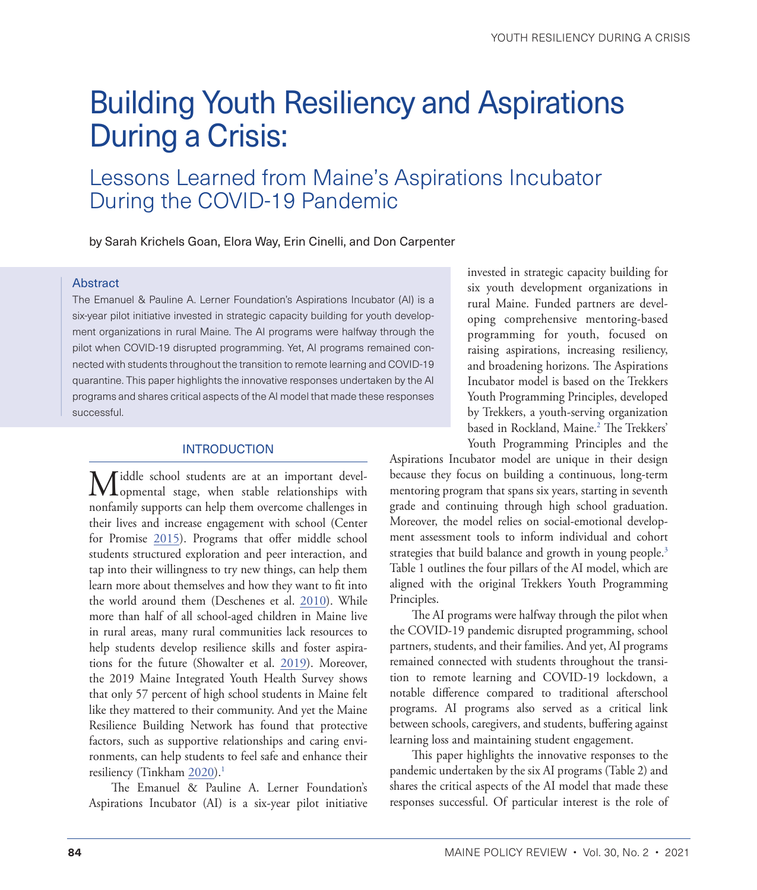# Building Youth Resiliency and Aspirations During a Crisis:

## Lessons Learned from Maine's Aspirations Incubator During the COVID-19 Pandemic

by Sarah Krichels Goan, Elora Way, Erin Cinelli, and Don Carpenter

### Abstract

The Emanuel & Pauline A. Lerner Foundation's Aspirations Incubator (AI) is a six-year pilot initiative invested in strategic capacity building for youth development organizations in rural Maine. The AI programs were halfway through the pilot when COVID-19 disrupted programming. Yet, AI programs remained connected with students throughout the transition to remote learning and COVID-19 quarantine. This paper highlights the innovative responses undertaken by the AI programs and shares critical aspects of the AI model that made these responses successful.

### INTRODUCTION

Middle school students are at an important developmental stage, when stable relationships with nonfamily supports can help them overcome challenges in their lives and increase engagement with school (Center for Promise 2015). Programs that offer middle school students structured exploration and peer interaction, and tap into their willingness to try new things, can help them learn more about themselves and how they want to fit into the world around them (Deschenes et al. 2010). While more than half of all school-aged children in Maine live in rural areas, many rural communities lack resources to help students develop resilience skills and foster aspirations for the future (Showalter et al. 2019). Moreover, the 2019 Maine Integrated Youth Health Survey shows that only 57 percent of high school students in Maine felt like they mattered to their community. And yet the Maine Resilience Building Network has found that protective factors, such as supportive relationships and caring environments, can help students to feel safe and enhance their resiliency (Tinkham 2020).[1]

The Emanuel & Pauline A. Lerner Foundation's Aspirations Incubator (AI) is a six-year pilot initiative invested in strategic capacity building for six youth development organizations in rural Maine. Funded partners are developing comprehensive mentoring-based programming for youth, focused on raising aspirations, increasing resiliency, and broadening horizons. The Aspirations Incubator model is based on the Trekkers Youth Programming Principles, developed by Trekkers, a youth-serving organization based in Rockland, Maine.[2] The Trekkers' Youth Programming Principles and the Aspirations Incubator model are unique in their design because they focus on building a continuous, long-term mentoring program that spans six years, starting in seventh grade and continuing through high school graduation. Moreover, the model relies on social-emotional development assessment tools to inform individual and cohort strategies that build balance and growth in young people.[3] Table 1 outlines the four pillars of the AI model, which are aligned with the original Trekkers Youth Programming Principles.

The AI programs were halfway through the pilot when the COVID-19 pandemic disrupted programming, school partners, students, and their families. And yet, AI programs remained connected with students throughout the transition to remote learning and COVID-19 lockdown, a notable difference compared to traditional afterschool programs. AI programs also served as a critical link between schools, caregivers, and students, buffering against learning loss and maintaining student engagement.

This paper highlights the innovative responses to the pandemic undertaken by the six AI programs (Table 2) and shares the critical aspects of the AI model that made these responses successful. Of particular interest is the role of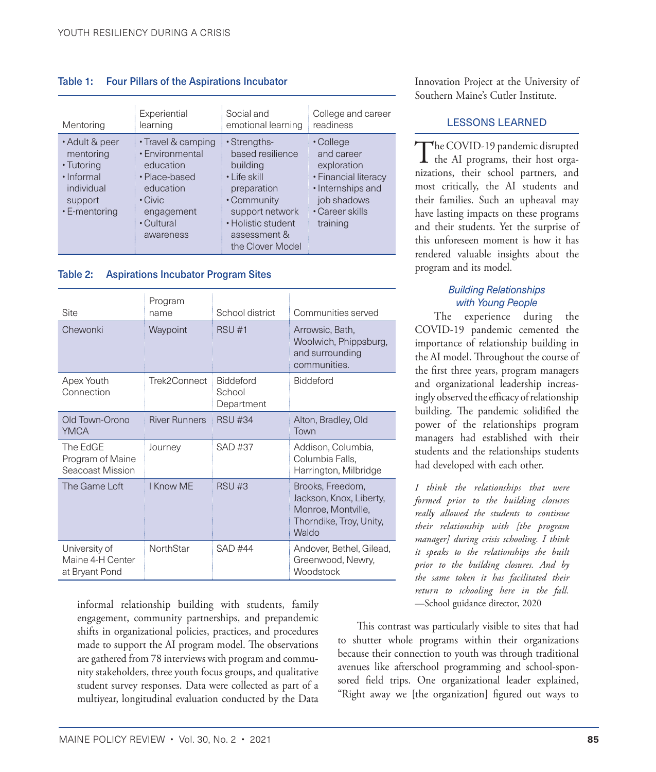**Table 1: Four Pillars of the Aspirations Incubator**

| Mentoring | Experiential learning | Social and emotional learning | College and career readiness |
|---|---|---|---|
| • Adult & peer mentoring<br>• Tutoring<br>• Informal individual support<br>• E-mentoring | • Travel & camping<br>• Environmental education<br>• Place-based education<br>• Civic engagement<br>• Cultural awareness | • Strengths-based resilience building<br>• Life skill preparation<br>• Community support network<br>• Holistic student assessment & the Clover Model | • College and career exploration<br>• Financial literacy<br>• Internships and job shadows<br>• Career skills training |

**Table 2: Aspirations Incubator Program Sites**

| Site | Program name | School district | Communities served |
|---|---|---|---|
| Chewonki | Waypoint | RSU #1 | Arrowsic, Bath, Woolwich, Phippsburg, and surrounding communities. |
| Apex Youth Connection | Trek2Connect | Biddeford School Department | Biddeford |
| Old Town-Orono YMCA | River Runners | RSU #34 | Alton, Bradley, Old Town |
| The EdGE Program of Maine Seacoast Mission | Journey | SAD #37 | Addison, Columbia, Columbia Falls, Harrington, Milbridge |
| The Game Loft | I Know ME | RSU #3 | Brooks, Freedom, Jackson, Knox, Liberty, Monroe, Montville, Thorndike, Troy, Unity, Waldo |
| University of Maine 4-H Center at Bryant Pond | NorthStar | SAD #44 | Andover, Bethel, Gilead, Greenwood, Newry, Woodstock |

informal relationship building with students, family engagement, community partnerships, and prepandemic shifts in organizational policies, practices, and procedures made to support the AI program model. The observations are gathered from 78 interviews with program and community stakeholders, three youth focus groups, and qualitative student survey responses. Data were collected as part of a multiyear, longitudinal evaluation conducted by the Data Innovation Project at the University of Southern Maine's Cutler Institute.

## LESSONS LEARNED

The COVID-19 pandemic disrupted the AI programs, their host organizations, their school partners, and most critically, the AI students and their families. Such an upheaval may have lasting impacts on these programs and their students. Yet the surprise of this unforeseen moment is how it has rendered valuable insights about the program and its model.

### *Building Relationships with Young People*

The experience during the COVID-19 pandemic cemented the importance of relationship building in the AI model. Throughout the course of the first three years, program managers and organizational leadership increasingly observed the efficacy of relationship building. The pandemic solidified the power of the relationships program managers had established with their students and the relationships students had developed with each other.

*I think the relationships that were formed prior to the building closures really allowed the students to continue their relationship with [the program manager] during crisis schooling. I think it speaks to the relationships she built prior to the building closures. And by the same token it has facilitated their return to schooling here in the fall.*
—School guidance director, 2020

This contrast was particularly visible to sites that had to shutter whole programs within their organizations because their connection to youth was through traditional avenues like afterschool programming and school-sponsored field trips. One organizational leader explained, "Right away we [the organization] figured out ways to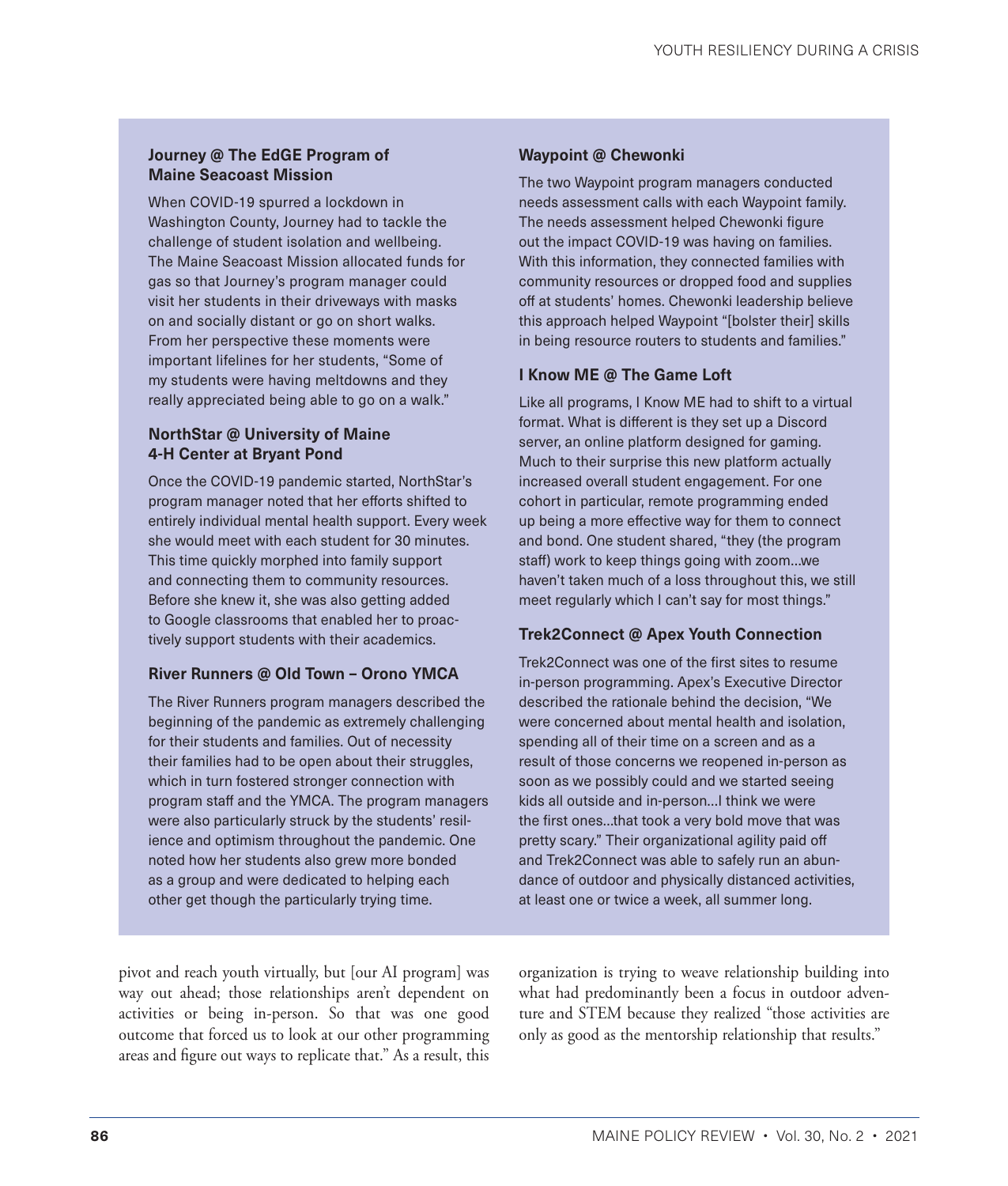### Journey @ The EdGE Program of Maine Seacoast Mission

When COVID-19 spurred a lockdown in Washington County, Journey had to tackle the challenge of student isolation and wellbeing. The Maine Seacoast Mission allocated funds for gas so that Journey's program manager could visit her students in their driveways with masks on and socially distant or go on short walks. From her perspective these moments were important lifelines for her students, "Some of my students were having meltdowns and they really appreciated being able to go on a walk."

### NorthStar @ University of Maine 4-H Center at Bryant Pond

Once the COVID-19 pandemic started, NorthStar's program manager noted that her efforts shifted to entirely individual mental health support. Every week she would meet with each student for 30 minutes. This time quickly morphed into family support and connecting them to community resources. Before she knew it, she was also getting added to Google classrooms that enabled her to proactively support students with their academics.

### River Runners @ Old Town – Orono YMCA

The River Runners program managers described the beginning of the pandemic as extremely challenging for their students and families. Out of necessity their families had to be open about their struggles, which in turn fostered stronger connection with program staff and the YMCA. The program managers were also particularly struck by the students' resilience and optimism throughout the pandemic. One noted how her students also grew more bonded as a group and were dedicated to helping each other get though the particularly trying time.

### Waypoint @ Chewonki

The two Waypoint program managers conducted needs assessment calls with each Waypoint family. The needs assessment helped Chewonki figure out the impact COVID-19 was having on families. With this information, they connected families with community resources or dropped food and supplies off at students' homes. Chewonki leadership believe this approach helped Waypoint "[bolster their] skills in being resource routers to students and families."

### I Know ME @ The Game Loft

Like all programs, I Know ME had to shift to a virtual format. What is different is they set up a Discord server, an online platform designed for gaming. Much to their surprise this new platform actually increased overall student engagement. For one cohort in particular, remote programming ended up being a more effective way for them to connect and bond. One student shared, "they (the program staff) work to keep things going with zoom...we haven't taken much of a loss throughout this, we still meet regularly which I can't say for most things."

### Trek2Connect @ Apex Youth Connection

Trek2Connect was one of the first sites to resume in-person programming. Apex's Executive Director described the rationale behind the decision, "We were concerned about mental health and isolation, spending all of their time on a screen and as a result of those concerns we reopened in-person as soon as we possibly could and we started seeing kids all outside and in-person...I think we were the first ones...that took a very bold move that was pretty scary." Their organizational agility paid off and Trek2Connect was able to safely run an abundance of outdoor and physically distanced activities, at least one or twice a week, all summer long.

pivot and reach youth virtually, but [our AI program] was way out ahead; those relationships aren't dependent on activities or being in-person. So that was one good outcome that forced us to look at our other programming areas and figure out ways to replicate that." As a result, this organization is trying to weave relationship building into what had predominantly been a focus in outdoor adventure and STEM because they realized "those activities are only as good as the mentorship relationship that results."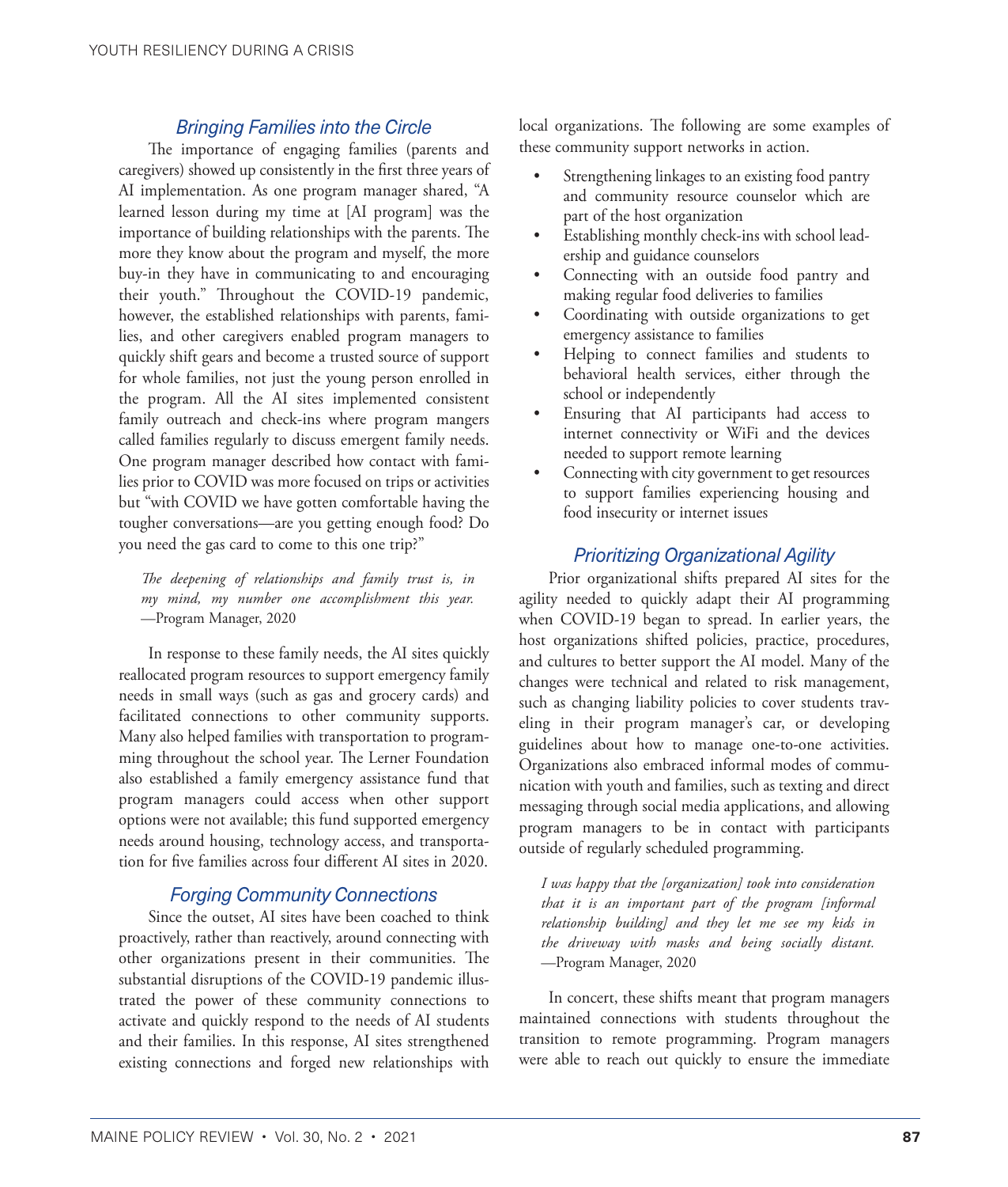### *Bringing Families into the Circle*

The importance of engaging families (parents and caregivers) showed up consistently in the first three years of AI implementation. As one program manager shared, "A learned lesson during my time at [AI program] was the importance of building relationships with the parents. The more they know about the program and myself, the more buy-in they have in communicating to and encouraging their youth." Throughout the COVID-19 pandemic, however, the established relationships with parents, families, and other caregivers enabled program managers to quickly shift gears and become a trusted source of support for whole families, not just the young person enrolled in the program. All the AI sites implemented consistent family outreach and check-ins where program mangers called families regularly to discuss emergent family needs. One program manager described how contact with families prior to COVID was more focused on trips or activities but "with COVID we have gotten comfortable having the tougher conversations—are you getting enough food? Do you need the gas card to come to this one trip?"

> *The deepening of relationships and family trust is, in my mind, my number one accomplishment this year.* —Program Manager, 2020

In response to these family needs, the AI sites quickly reallocated program resources to support emergency family needs in small ways (such as gas and grocery cards) and facilitated connections to other community supports. Many also helped families with transportation to programming throughout the school year. The Lerner Foundation also established a family emergency assistance fund that program managers could access when other support options were not available; this fund supported emergency needs around housing, technology access, and transportation for five families across four different AI sites in 2020.

### *Forging Community Connections*

Since the outset, AI sites have been coached to think proactively, rather than reactively, around connecting with other organizations present in their communities. The substantial disruptions of the COVID-19 pandemic illustrated the power of these community connections to activate and quickly respond to the needs of AI students and their families. In this response, AI sites strengthened existing connections and forged new relationships with local organizations. The following are some examples of these community support networks in action.

- Strengthening linkages to an existing food pantry and community resource counselor which are part of the host organization
- Establishing monthly check-ins with school leadership and guidance counselors
- Connecting with an outside food pantry and making regular food deliveries to families
- Coordinating with outside organizations to get emergency assistance to families
- Helping to connect families and students to behavioral health services, either through the school or independently
- Ensuring that AI participants had access to internet connectivity or WiFi and the devices needed to support remote learning
- Connecting with city government to get resources to support families experiencing housing and food insecurity or internet issues

### *Prioritizing Organizational Agility*

Prior organizational shifts prepared AI sites for the agility needed to quickly adapt their AI programming when COVID-19 began to spread. In earlier years, the host organizations shifted policies, practice, procedures, and cultures to better support the AI model. Many of the changes were technical and related to risk management, such as changing liability policies to cover students traveling in their program manager's car, or developing guidelines about how to manage one-to-one activities. Organizations also embraced informal modes of communication with youth and families, such as texting and direct messaging through social media applications, and allowing program managers to be in contact with participants outside of regularly scheduled programming.

> *I was happy that the [organization] took into consideration that it is an important part of the program [informal relationship building] and they let me see my kids in the driveway with masks and being socially distant.* —Program Manager, 2020

In concert, these shifts meant that program managers maintained connections with students throughout the transition to remote programming. Program managers were able to reach out quickly to ensure the immediate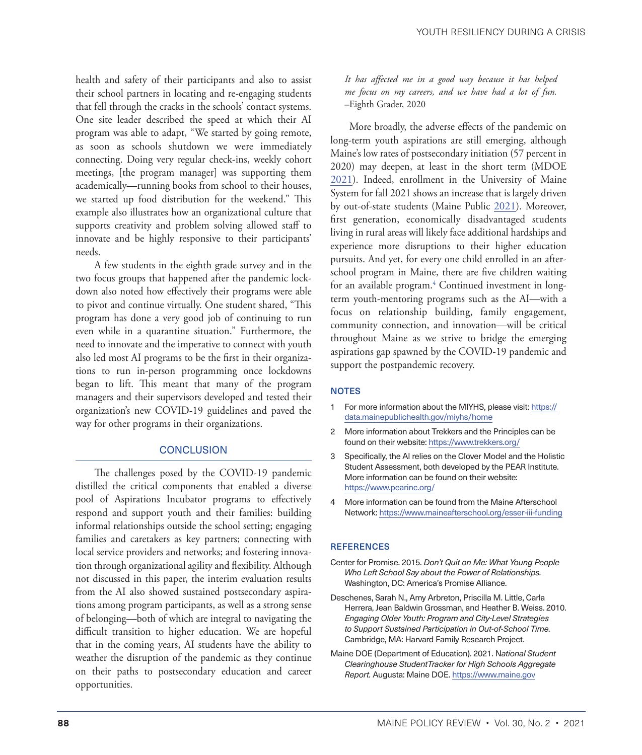health and safety of their participants and also to assist their school partners in locating and re-engaging students that fell through the cracks in the schools' contact systems. One site leader described the speed at which their AI program was able to adapt, "We started by going remote, as soon as schools shutdown we were immediately connecting. Doing very regular check-ins, weekly cohort meetings, [the program manager] was supporting them academically—running books from school to their houses, we started up food distribution for the weekend." This example also illustrates how an organizational culture that supports creativity and problem solving allowed staff to innovate and be highly responsive to their participants' needs.

A few students in the eighth grade survey and in the two focus groups that happened after the pandemic lockdown also noted how effectively their programs were able to pivot and continue virtually. One student shared, "This program has done a very good job of continuing to run even while in a quarantine situation." Furthermore, the need to innovate and the imperative to connect with youth also led most AI programs to be the first in their organizations to run in-person programming once lockdowns began to lift. This meant that many of the program managers and their supervisors developed and tested their organization's new COVID-19 guidelines and paved the way for other programs in their organizations.

## CONCLUSION

The challenges posed by the COVID-19 pandemic distilled the critical components that enabled a diverse pool of Aspirations Incubator programs to effectively respond and support youth and their families: building informal relationships outside the school setting; engaging families and caretakers as key partners; connecting with local service providers and networks; and fostering innovation through organizational agility and flexibility. Although not discussed in this paper, the interim evaluation results from the AI also showed sustained postsecondary aspirations among program participants, as well as a strong sense of belonging—both of which are integral to navigating the difficult transition to higher education. We are hopeful that in the coming years, AI students have the ability to weather the disruption of the pandemic as they continue on their paths to postsecondary education and career opportunities.

> *It has affected me in a good way because it has helped me focus on my careers, and we have had a lot of fun.*
> –Eighth Grader, 2020

More broadly, the adverse effects of the pandemic on long-term youth aspirations are still emerging, although Maine's low rates of postsecondary initiation (57 percent in 2020) may deepen, at least in the short term (MDOE 2021). Indeed, enrollment in the University of Maine System for fall 2021 shows an increase that is largely driven by out-of-state students (Maine Public 2021). Moreover, first generation, economically disadvantaged students living in rural areas will likely face additional hardships and experience more disruptions to their higher education pursuits. And yet, for every one child enrolled in an afterschool program in Maine, there are five children waiting for an available program.[4] Continued investment in long-term youth-mentoring programs such as the AI—with a focus on relationship building, family engagement, community connection, and innovation—will be critical throughout Maine as we strive to bridge the emerging aspirations gap spawned by the COVID-19 pandemic and support the postpandemic recovery.

## NOTES

1. For more information about the MIYHS, please visit: https://data.mainepublichealth.gov/miyhs/home
2. More information about Trekkers and the Principles can be found on their website: https://www.trekkers.org/
3. Specifically, the AI relies on the Clover Model and the Holistic Student Assessment, both developed by the PEAR Institute. More information can be found on their website: https://www.pearinc.org/
4. More information can be found from the Maine Afterschool Network: https://www.maineafterschool.org/esser-iii-funding

## REFERENCES

Center for Promise. 2015. *Don't Quit on Me: What Young People Who Left School Say about the Power of Relationships.* Washington, DC: America's Promise Alliance.

Deschenes, Sarah N., Amy Arbreton, Priscilla M. Little, Carla Herrera, Jean Baldwin Grossman, and Heather B. Weiss. 2010. *Engaging Older Youth: Program and City-Level Strategies to Support Sustained Participation in Out-of-School Time.* Cambridge, MA: Harvard Family Research Project.

Maine DOE (Department of Education). 2021. *National Student Clearinghouse StudentTracker for High Schools Aggregate Report.* Augusta: Maine DOE. https://www.maine.gov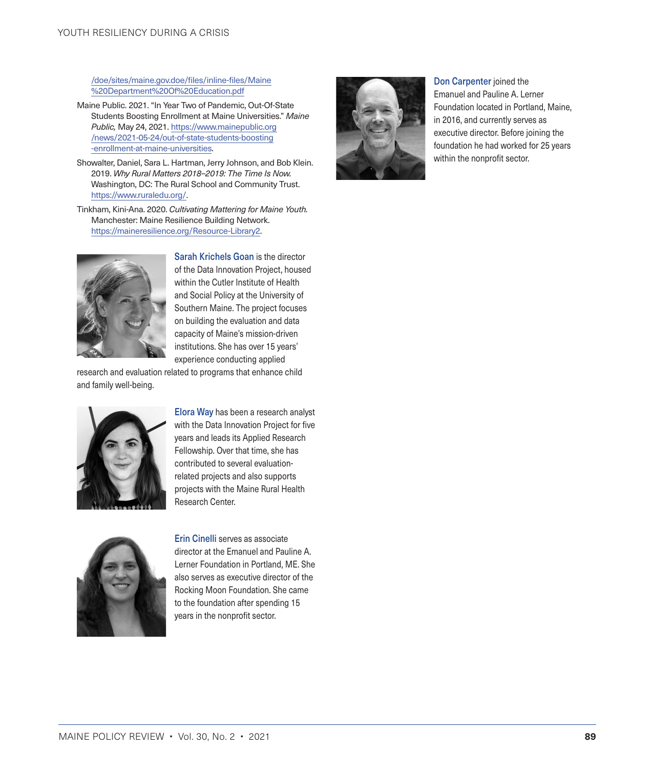/doe/sites/maine.gov.doe/files/inline-files/Maine%20Department%20Of%20Education.pdf

Maine Public. 2021. "In Year Two of Pandemic, Out-Of-State Students Boosting Enrollment at Maine Universities." *Maine Public,* May 24, 2021. https://www.mainepublic.org/news/2021-05-24/out-of-state-students-boosting-enrollment-at-maine-universities.

Showalter, Daniel, Sara L. Hartman, Jerry Johnson, and Bob Klein. 2019. *Why Rural Matters 2018–2019: The Time Is Now.* Washington, DC: The Rural School and Community Trust. https://www.ruraledu.org/.

Tinkham, Kini-Ana. 2020. *Cultivating Mattering for Maine Youth.* Manchester: Maine Resilience Building Network. https://maineresilience.org/Resource-Library2.

**Sarah Krichels Goan** is the director of the Data Innovation Project, housed within the Cutler Institute of Health and Social Policy at the University of Southern Maine. The project focuses on building the evaluation and data capacity of Maine's mission-driven institutions. She has over 15 years' experience conducting applied research and evaluation related to programs that enhance child and family well-being.

**Elora Way** has been a research analyst with the Data Innovation Project for five years and leads its Applied Research Fellowship. Over that time, she has contributed to several evaluation-related projects and also supports projects with the Maine Rural Health Research Center.

**Erin Cinelli** serves as associate director at the Emanuel and Pauline A. Lerner Foundation in Portland, ME. She also serves as executive director of the Rocking Moon Foundation. She came to the foundation after spending 15 years in the nonprofit sector.

**Don Carpenter** joined the Emanuel and Pauline A. Lerner Foundation located in Portland, Maine, in 2016, and currently serves as executive director. Before joining the foundation he had worked for 25 years within the nonprofit sector.